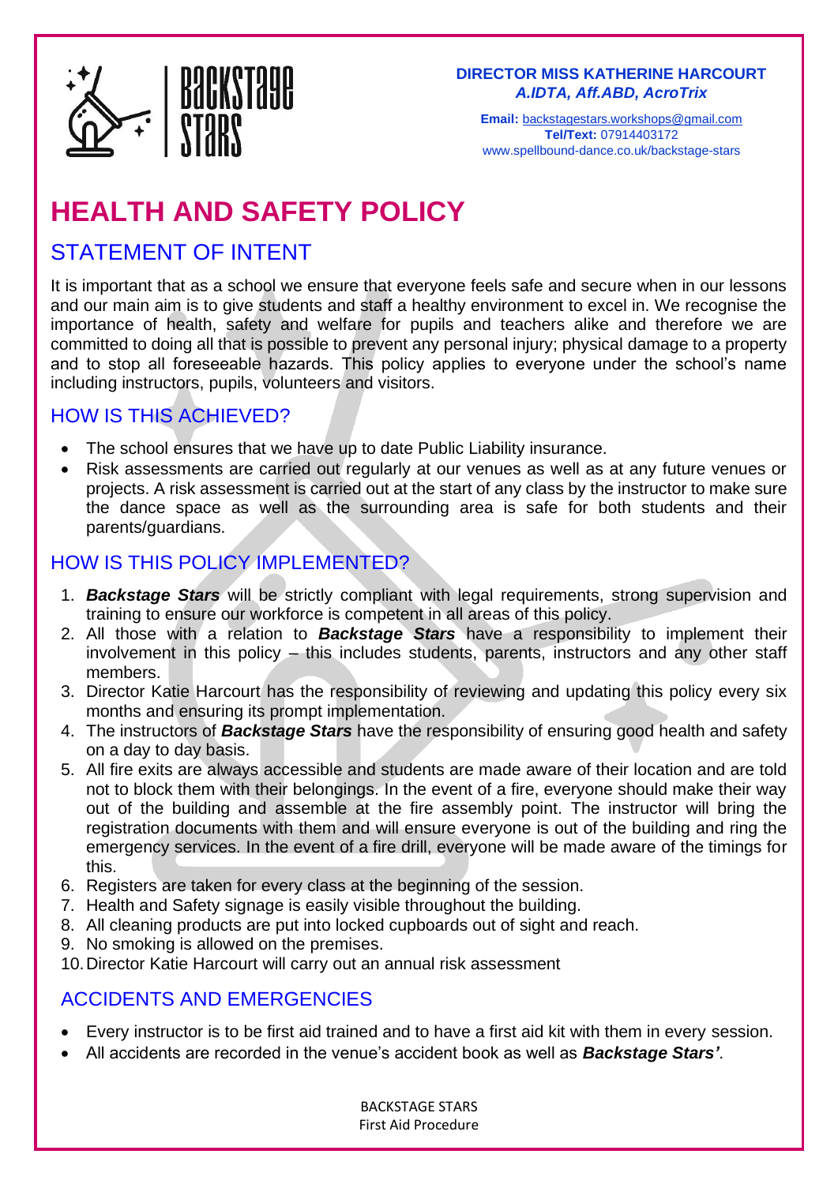**DIRECTOR MISS KATHERINE HARCOURT**
***A.IDTA, Aff.ABD, AcroTrix***

**Email:** backstagestars.workshops@gmail.com
**Tel/Text:** 07914403172
www.spellbound-dance.co.uk/backstage-stars

# HEALTH AND SAFETY POLICY

## STATEMENT OF INTENT

It is important that as a school we ensure that everyone feels safe and secure when in our lessons and our main aim is to give students and staff a healthy environment to excel in. We recognise the importance of health, safety and welfare for pupils and teachers alike and therefore we are committed to doing all that is possible to prevent any personal injury; physical damage to a property and to stop all foreseeable hazards. This policy applies to everyone under the school's name including instructors, pupils, volunteers and visitors.

## HOW IS THIS ACHIEVED?

- The school ensures that we have up to date Public Liability insurance.
- Risk assessments are carried out regularly at our venues as well as at any future venues or projects. A risk assessment is carried out at the start of any class by the instructor to make sure the dance space as well as the surrounding area is safe for both students and their parents/guardians.

## HOW IS THIS POLICY IMPLEMENTED?

1. ***Backstage Stars*** will be strictly compliant with legal requirements, strong supervision and training to ensure our workforce is competent in all areas of this policy.
2. All those with a relation to ***Backstage Stars*** have a responsibility to implement their involvement in this policy – this includes students, parents, instructors and any other staff members.
3. Director Katie Harcourt has the responsibility of reviewing and updating this policy every six months and ensuring its prompt implementation.
4. The instructors of ***Backstage Stars*** have the responsibility of ensuring good health and safety on a day to day basis.
5. All fire exits are always accessible and students are made aware of their location and are told not to block them with their belongings. In the event of a fire, everyone should make their way out of the building and assemble at the fire assembly point. The instructor will bring the registration documents with them and will ensure everyone is out of the building and ring the emergency services. In the event of a fire drill, everyone will be made aware of the timings for this.
6. Registers are taken for every class at the beginning of the session.
7. Health and Safety signage is easily visible throughout the building.
8. All cleaning products are put into locked cupboards out of sight and reach.
9. No smoking is allowed on the premises.
10. Director Katie Harcourt will carry out an annual risk assessment

## ACCIDENTS AND EMERGENCIES

- Every instructor is to be first aid trained and to have a first aid kit with them in every session.
- All accidents are recorded in the venue's accident book as well as ***Backstage Stars'***.

BACKSTAGE STARS
First Aid Procedure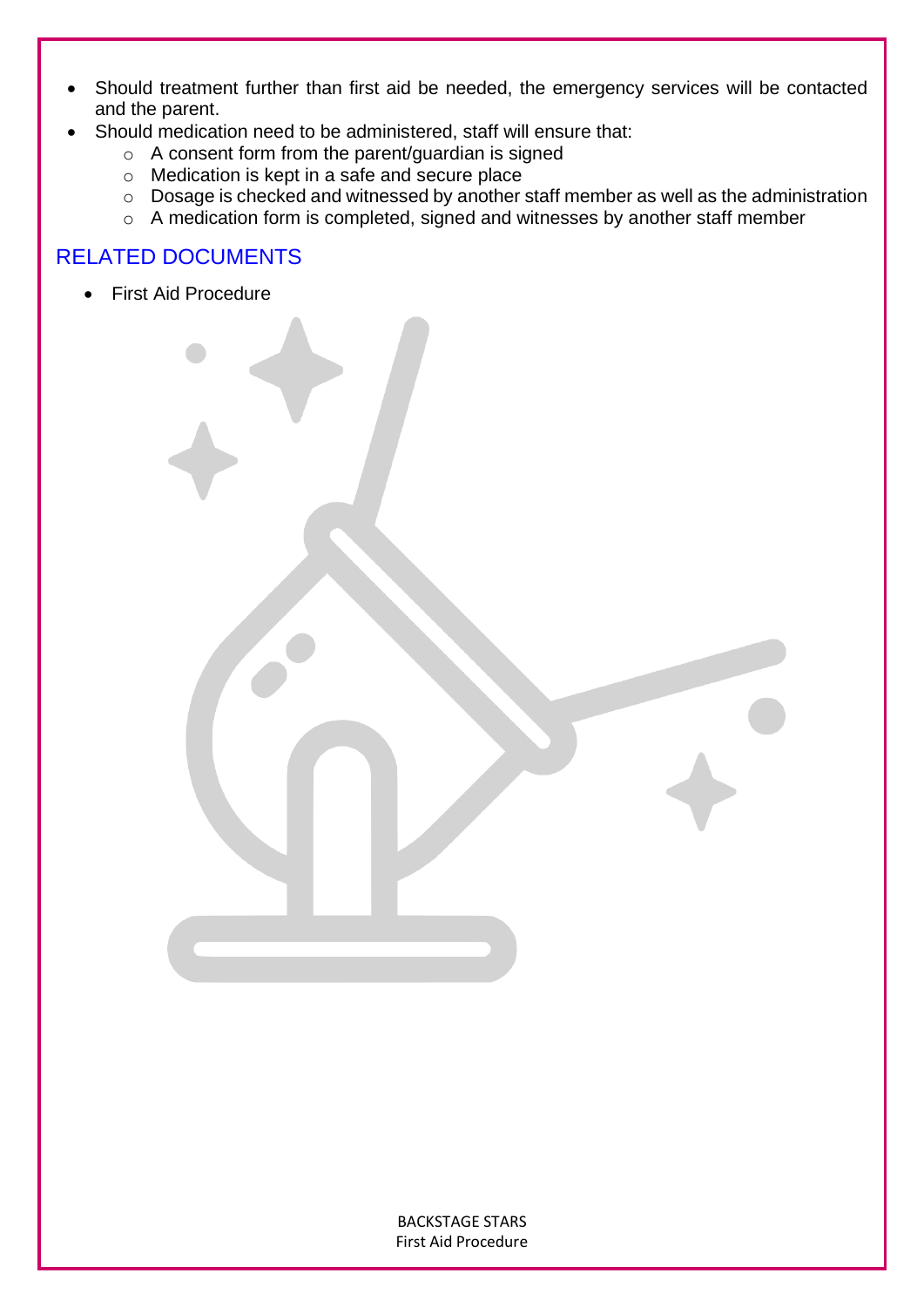- Should treatment further than first aid be needed, the emergency services will be contacted and the parent.
- Should medication need to be administered, staff will ensure that:
  - A consent form from the parent/guardian is signed
  - Medication is kept in a safe and secure place
  - Dosage is checked and witnessed by another staff member as well as the administration
  - A medication form is completed, signed and witnesses by another staff member

## RELATED DOCUMENTS

- First Aid Procedure